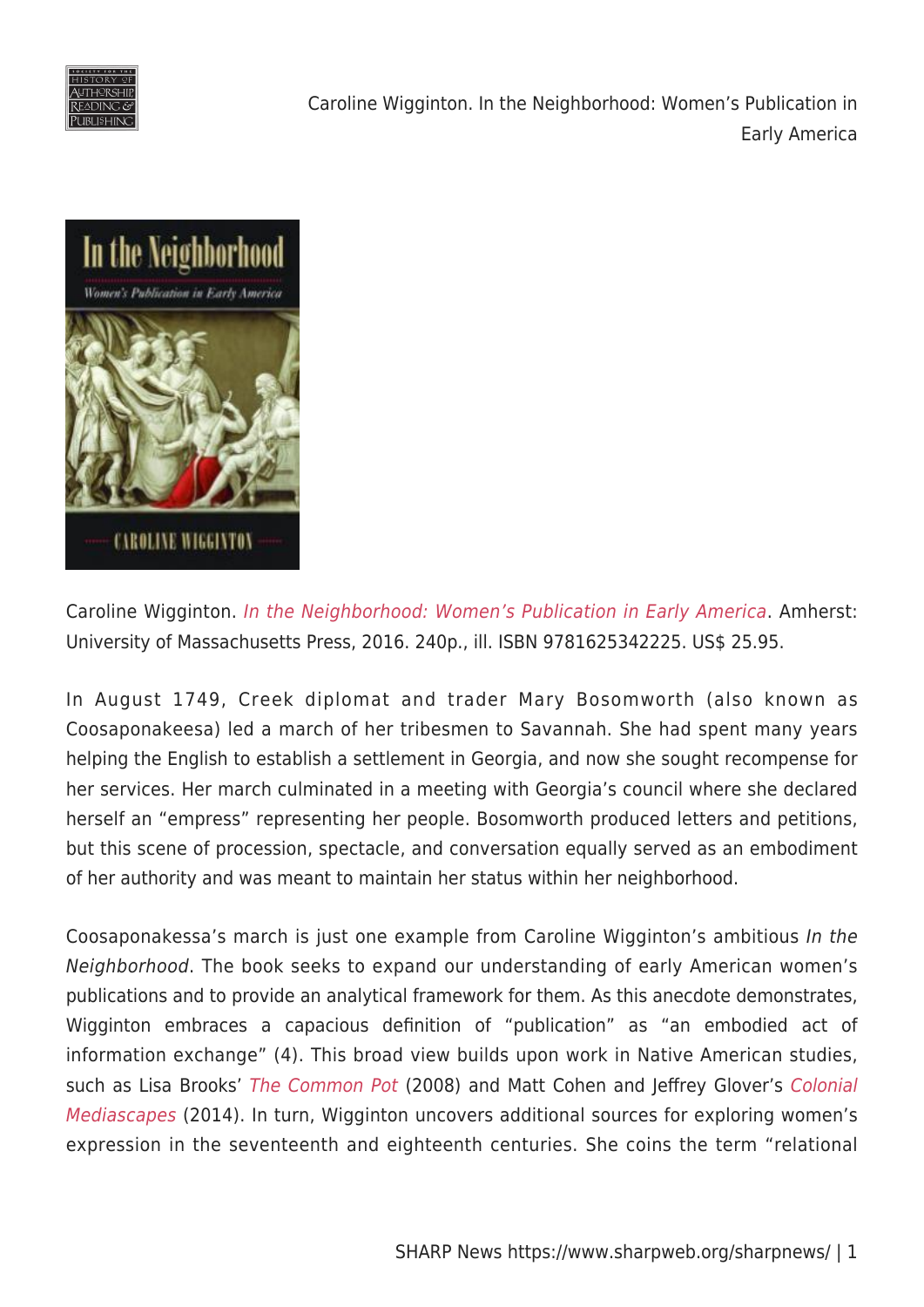Caroline Wigginton. *In the Neighborhood: Women's Publication in Early America*. Amherst: University of Massachusetts Press, 2016. 240p., ill. ISBN 9781625342225. US$ 25.95.

In August 1749, Creek diplomat and trader Mary Bosomworth (also known as Coosaponakeesa) led a march of her tribesmen to Savannah. She had spent many years helping the English to establish a settlement in Georgia, and now she sought recompense for her services. Her march culminated in a meeting with Georgia's council where she declared herself an "empress" representing her people. Bosomworth produced letters and petitions, but this scene of procession, spectacle, and conversation equally served as an embodiment of her authority and was meant to maintain her status within her neighborhood.

Coosaponakessa's march is just one example from Caroline Wigginton's ambitious *In the Neighborhood*. The book seeks to expand our understanding of early American women's publications and to provide an analytical framework for them. As this anecdote demonstrates, Wigginton embraces a capacious definition of "publication" as "an embodied act of information exchange" (4). This broad view builds upon work in Native American studies, such as Lisa Brooks' *The Common Pot* (2008) and Matt Cohen and Jeffrey Glover's *Colonial Mediascapes* (2014). In turn, Wigginton uncovers additional sources for exploring women's expression in the seventeenth and eighteenth centuries. She coins the term "relational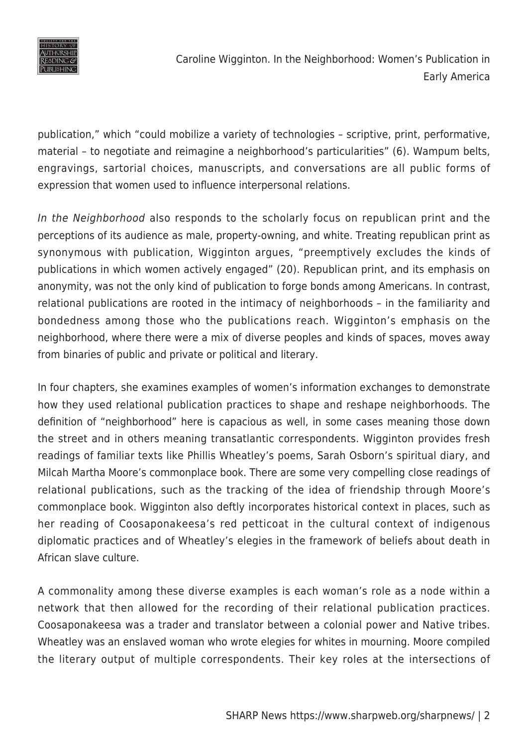publication," which "could mobilize a variety of technologies – scriptive, print, performative, material – to negotiate and reimagine a neighborhood's particularities" (6). Wampum belts, engravings, sartorial choices, manuscripts, and conversations are all public forms of expression that women used to influence interpersonal relations.

*In the Neighborhood* also responds to the scholarly focus on republican print and the perceptions of its audience as male, property-owning, and white. Treating republican print as synonymous with publication, Wigginton argues, "preemptively excludes the kinds of publications in which women actively engaged" (20). Republican print, and its emphasis on anonymity, was not the only kind of publication to forge bonds among Americans. In contrast, relational publications are rooted in the intimacy of neighborhoods – in the familiarity and bondedness among those who the publications reach. Wigginton's emphasis on the neighborhood, where there were a mix of diverse peoples and kinds of spaces, moves away from binaries of public and private or political and literary.

In four chapters, she examines examples of women's information exchanges to demonstrate how they used relational publication practices to shape and reshape neighborhoods. The definition of "neighborhood" here is capacious as well, in some cases meaning those down the street and in others meaning transatlantic correspondents. Wigginton provides fresh readings of familiar texts like Phillis Wheatley's poems, Sarah Osborn's spiritual diary, and Milcah Martha Moore's commonplace book. There are some very compelling close readings of relational publications, such as the tracking of the idea of friendship through Moore's commonplace book. Wigginton also deftly incorporates historical context in places, such as her reading of Coosaponakeesa's red petticoat in the cultural context of indigenous diplomatic practices and of Wheatley's elegies in the framework of beliefs about death in African slave culture.

A commonality among these diverse examples is each woman's role as a node within a network that then allowed for the recording of their relational publication practices. Coosaponakeesa was a trader and translator between a colonial power and Native tribes. Wheatley was an enslaved woman who wrote elegies for whites in mourning. Moore compiled the literary output of multiple correspondents. Their key roles at the intersections of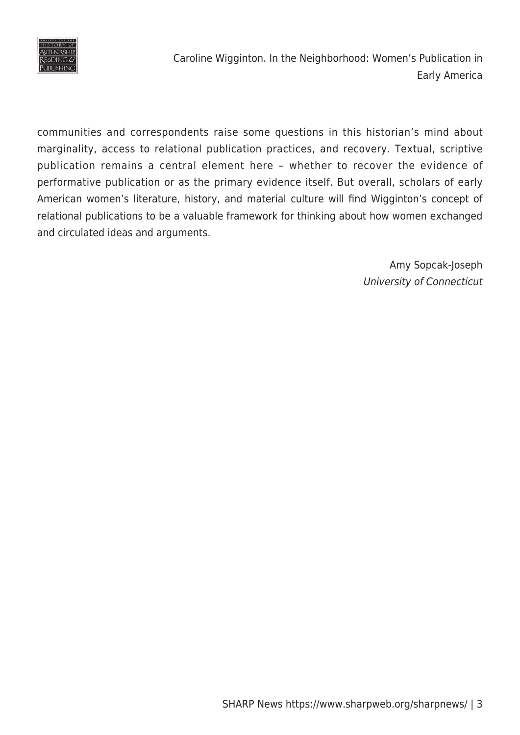communities and correspondents raise some questions in this historian's mind about marginality, access to relational publication practices, and recovery. Textual, scriptive publication remains a central element here – whether to recover the evidence of performative publication or as the primary evidence itself. But overall, scholars of early American women's literature, history, and material culture will find Wigginton's concept of relational publications to be a valuable framework for thinking about how women exchanged and circulated ideas and arguments.

Amy Sopcak-Joseph
*University of Connecticut*